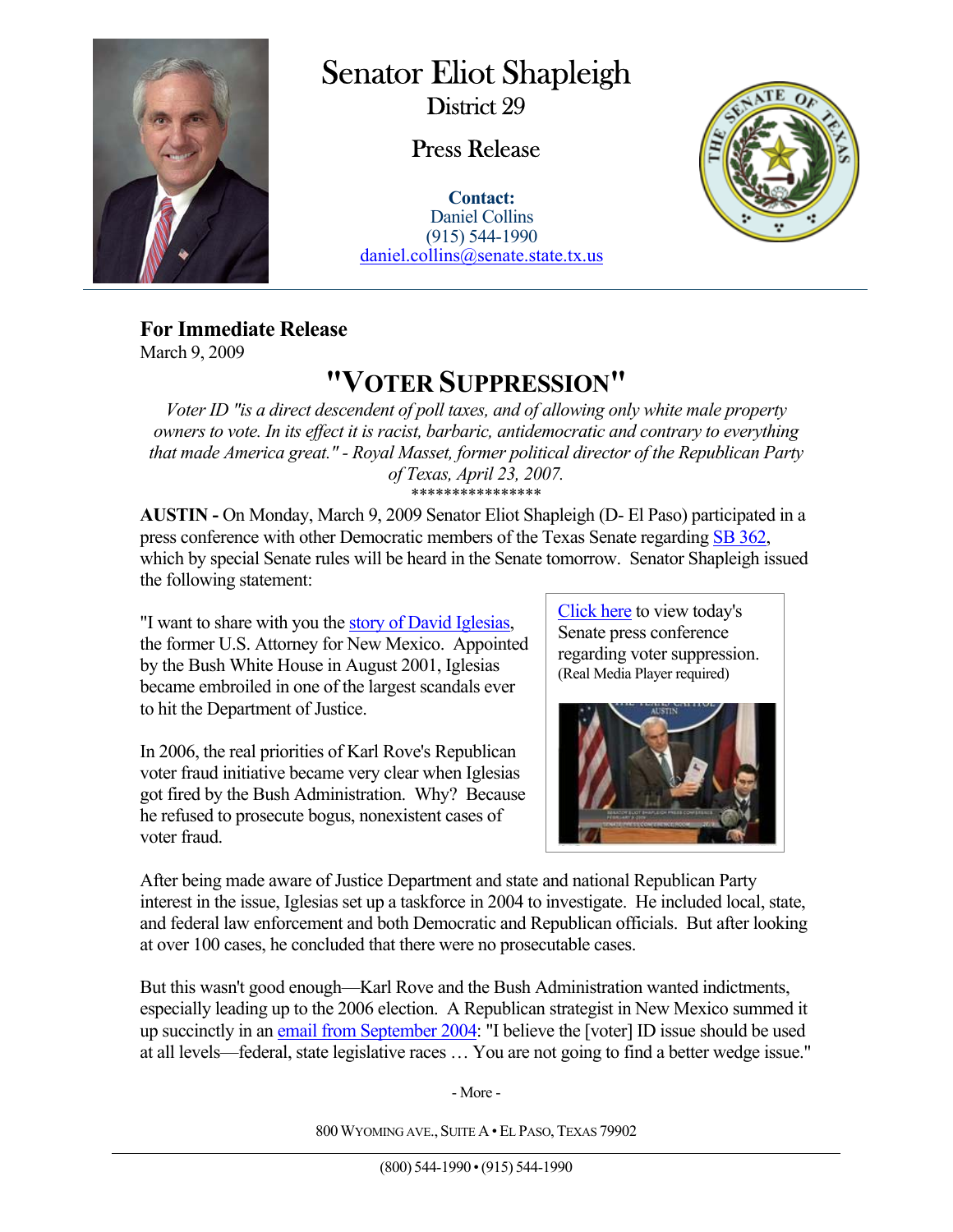# Senator Eliot Shapleigh

## District 29

## Press Release

**Contact:**
Daniel Collins
(915) 544-1990
daniel.collins@senate.state.tx.us

**For Immediate Release**
March 9, 2009

# "VOTER SUPPRESSION"

*Voter ID "is a direct descendent of poll taxes, and of allowing only white male property owners to vote. In its effect it is racist, barbaric, antidemocratic and contrary to everything that made America great." - Royal Masset, former political director of the Republican Party of Texas, April 23, 2007.*

\*\*\*\*\*\*\*\*\*\*\*\*\*\*\*\*

**AUSTIN -** On Monday, March 9, 2009 Senator Eliot Shapleigh (D- El Paso) participated in a press conference with other Democratic members of the Texas Senate regarding SB 362, which by special Senate rules will be heard in the Senate tomorrow. Senator Shapleigh issued the following statement:

Click here to view today's Senate press conference regarding voter suppression. (Real Media Player required)

"I want to share with you the story of David Iglesias, the former U.S. Attorney for New Mexico. Appointed by the Bush White House in August 2001, Iglesias became embroiled in one of the largest scandals ever to hit the Department of Justice.

In 2006, the real priorities of Karl Rove's Republican voter fraud initiative became very clear when Iglesias got fired by the Bush Administration. Why? Because he refused to prosecute bogus, nonexistent cases of voter fraud.

After being made aware of Justice Department and state and national Republican Party interest in the issue, Iglesias set up a taskforce in 2004 to investigate. He included local, state, and federal law enforcement and both Democratic and Republican officials. But after looking at over 100 cases, he concluded that there were no prosecutable cases.

But this wasn't good enough—Karl Rove and the Bush Administration wanted indictments, especially leading up to the 2006 election. A Republican strategist in New Mexico summed it up succinctly in an email from September 2004: "I believe the [voter] ID issue should be used at all levels—federal, state legislative races … You are not going to find a better wedge issue."

- More -

800 WYOMING AVE., SUITE A • EL PASO, TEXAS 79902

(800) 544-1990 • (915) 544-1990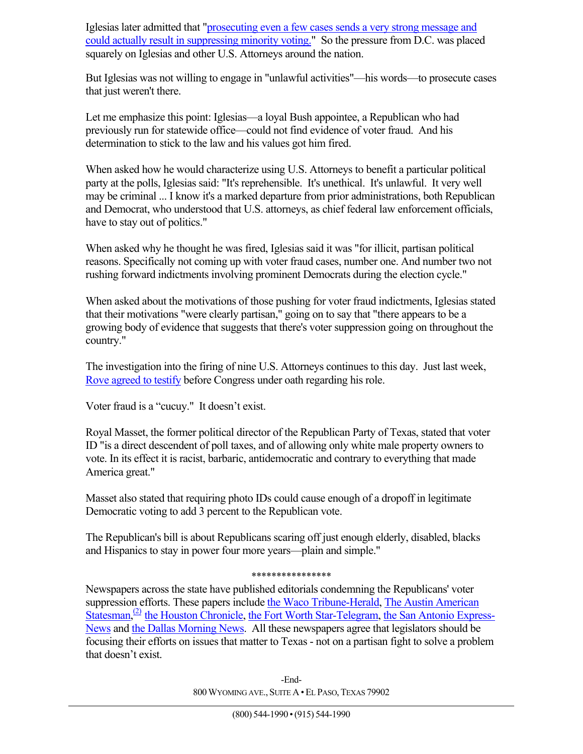Iglesias later admitted that "prosecuting even a few cases sends a very strong message and could actually result in suppressing minority voting." So the pressure from D.C. was placed squarely on Iglesias and other U.S. Attorneys around the nation.

But Iglesias was not willing to engage in "unlawful activities"—his words—to prosecute cases that just weren't there.

Let me emphasize this point: Iglesias—a loyal Bush appointee, a Republican who had previously run for statewide office—could not find evidence of voter fraud. And his determination to stick to the law and his values got him fired.

When asked how he would characterize using U.S. Attorneys to benefit a particular political party at the polls, Iglesias said: "It's reprehensible. It's unethical. It's unlawful. It very well may be criminal ... I know it's a marked departure from prior administrations, both Republican and Democrat, who understood that U.S. attorneys, as chief federal law enforcement officials, have to stay out of politics."

When asked why he thought he was fired, Iglesias said it was "for illicit, partisan political reasons. Specifically not coming up with voter fraud cases, number one. And number two not rushing forward indictments involving prominent Democrats during the election cycle."

When asked about the motivations of those pushing for voter fraud indictments, Iglesias stated that their motivations "were clearly partisan," going on to say that "there appears to be a growing body of evidence that suggests that there's voter suppression going on throughout the country."

The investigation into the firing of nine U.S. Attorneys continues to this day. Just last week, Rove agreed to testify before Congress under oath regarding his role.

Voter fraud is a "cucuy." It doesn't exist.

Royal Masset, the former political director of the Republican Party of Texas, stated that voter ID "is a direct descendent of poll taxes, and of allowing only white male property owners to vote. In its effect it is racist, barbaric, antidemocratic and contrary to everything that made America great."

Masset also stated that requiring photo IDs could cause enough of a dropoff in legitimate Democratic voting to add 3 percent to the Republican vote.

The Republican's bill is about Republicans scaring off just enough elderly, disabled, blacks and Hispanics to stay in power four more years—plain and simple."

****************

Newspapers across the state have published editorials condemning the Republicans' voter suppression efforts. These papers include the Waco Tribune-Herald, The Austin American Statesman,[2] the Houston Chronicle, the Fort Worth Star-Telegram, the San Antonio Express-News and the Dallas Morning News. All these newspapers agree that legislators should be focusing their efforts on issues that matter to Texas - not on a partisan fight to solve a problem that doesn't exist.

-End-

800 Wyoming Ave., Suite A • El Paso, Texas 79902

(800) 544-1990 • (915) 544-1990